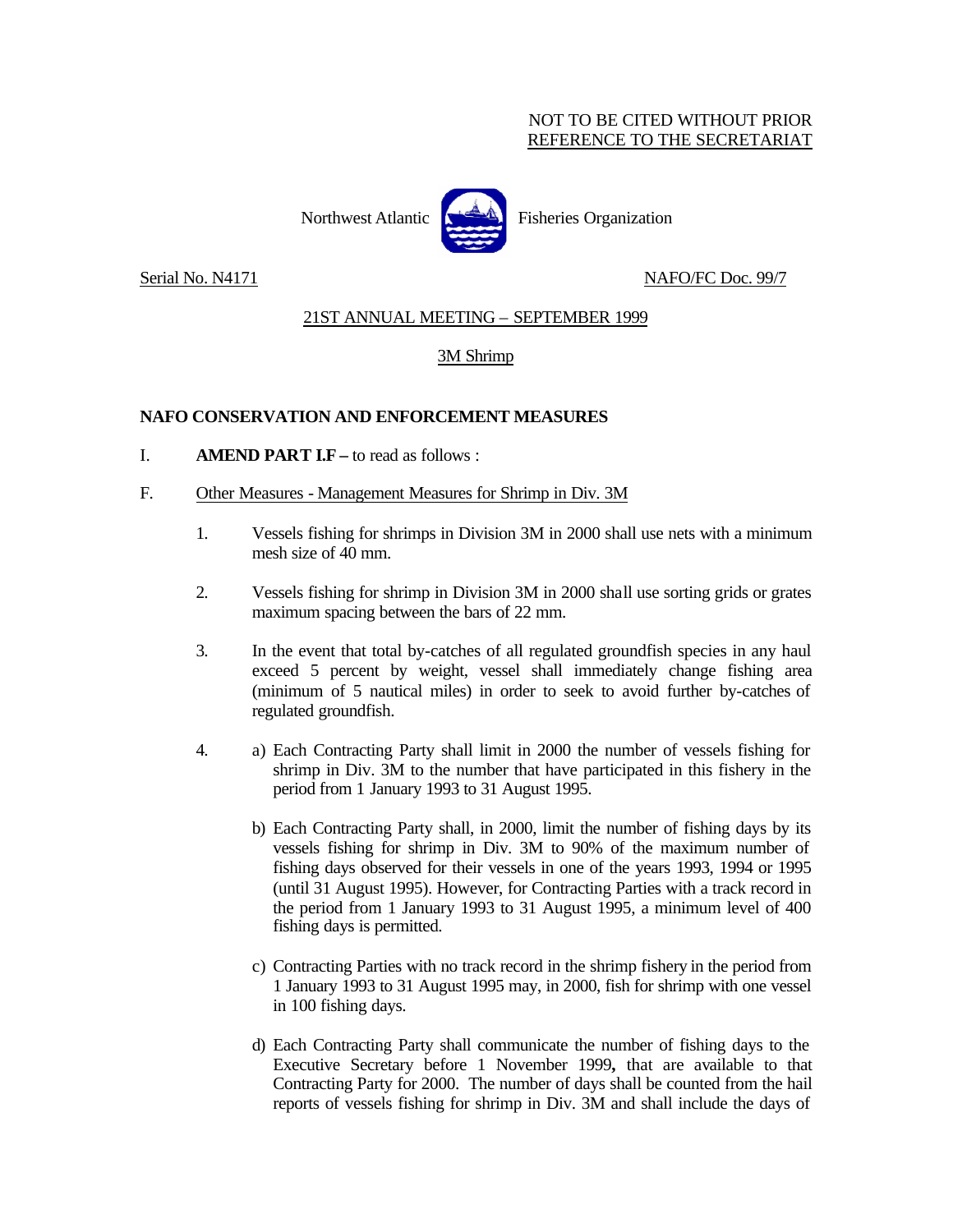NOT TO BE CITED WITHOUT PRIOR
REFERENCE TO THE SECRETARIAT

Northwest Atlantic Fisheries Organization

Serial No. N4171 NAFO/FC Doc. 99/7

21ST ANNUAL MEETING – SEPTEMBER 1999

3M Shrimp

**NAFO CONSERVATION AND ENFORCEMENT MEASURES**

I. **AMEND PART I.F –** to read as follows :

F. Other Measures - Management Measures for Shrimp in Div. 3M

1. Vessels fishing for shrimps in Division 3M in 2000 shall use nets with a minimum mesh size of 40 mm.

2. Vessels fishing for shrimp in Division 3M in 2000 shall use sorting grids or grates maximum spacing between the bars of 22 mm.

3. In the event that total by-catches of all regulated groundfish species in any haul exceed 5 percent by weight, vessel shall immediately change fishing area (minimum of 5 nautical miles) in order to seek to avoid further by-catches of regulated groundfish.

4. a) Each Contracting Party shall limit in 2000 the number of vessels fishing for shrimp in Div. 3M to the number that have participated in this fishery in the period from 1 January 1993 to 31 August 1995.

   b) Each Contracting Party shall, in 2000, limit the number of fishing days by its vessels fishing for shrimp in Div. 3M to 90% of the maximum number of fishing days observed for their vessels in one of the years 1993, 1994 or 1995 (until 31 August 1995). However, for Contracting Parties with a track record in the period from 1 January 1993 to 31 August 1995, a minimum level of 400 fishing days is permitted.

   c) Contracting Parties with no track record in the shrimp fishery in the period from 1 January 1993 to 31 August 1995 may, in 2000, fish for shrimp with one vessel in 100 fishing days.

   d) Each Contracting Party shall communicate the number of fishing days to the Executive Secretary before 1 November 1999**,** that are available to that Contracting Party for 2000. The number of days shall be counted from the hail reports of vessels fishing for shrimp in Div. 3M and shall include the days of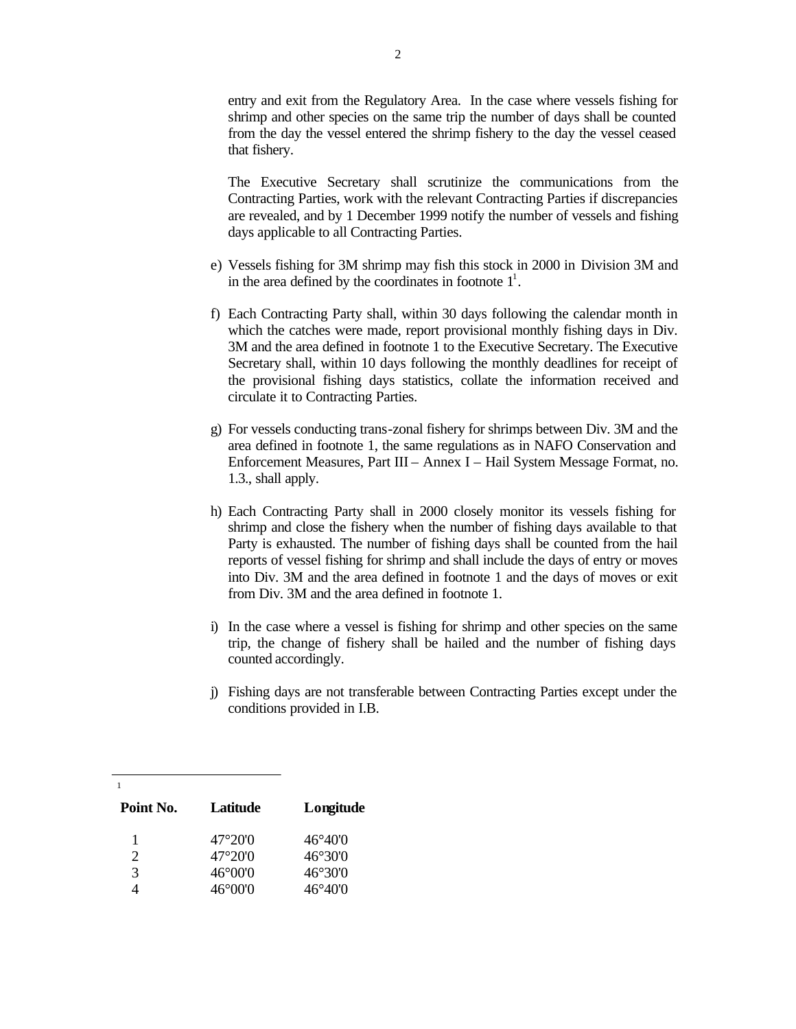entry and exit from the Regulatory Area. In the case where vessels fishing for shrimp and other species on the same trip the number of days shall be counted from the day the vessel entered the shrimp fishery to the day the vessel ceased that fishery.

The Executive Secretary shall scrutinize the communications from the Contracting Parties, work with the relevant Contracting Parties if discrepancies are revealed, and by 1 December 1999 notify the number of vessels and fishing days applicable to all Contracting Parties.

e) Vessels fishing for 3M shrimp may fish this stock in 2000 in Division 3M and in the area defined by the coordinates in footnote 1[1].

f) Each Contracting Party shall, within 30 days following the calendar month in which the catches were made, report provisional monthly fishing days in Div. 3M and the area defined in footnote 1 to the Executive Secretary. The Executive Secretary shall, within 10 days following the monthly deadlines for receipt of the provisional fishing days statistics, collate the information received and circulate it to Contracting Parties.

g) For vessels conducting trans-zonal fishery for shrimps between Div. 3M and the area defined in footnote 1, the same regulations as in NAFO Conservation and Enforcement Measures, Part III – Annex I – Hail System Message Format, no. 1.3., shall apply.

h) Each Contracting Party shall in 2000 closely monitor its vessels fishing for shrimp and close the fishery when the number of fishing days available to that Party is exhausted. The number of fishing days shall be counted from the hail reports of vessel fishing for shrimp and shall include the days of entry or moves into Div. 3M and the area defined in footnote 1 and the days of moves or exit from Div. 3M and the area defined in footnote 1.

i) In the case where a vessel is fishing for shrimp and other species on the same trip, the change of fishery shall be hailed and the number of fishing days counted accordingly.

j) Fishing days are not transferable between Contracting Parties except under the conditions provided in I.B.

---

[1]

| Point No. | Latitude | Longitude |
|---|---|---|
| 1 | 47°20'0 | 46°40'0 |
| 2 | 47°20'0 | 46°30'0 |
| 3 | 46°00'0 | 46°30'0 |
| 4 | 46°00'0 | 46°40'0 |